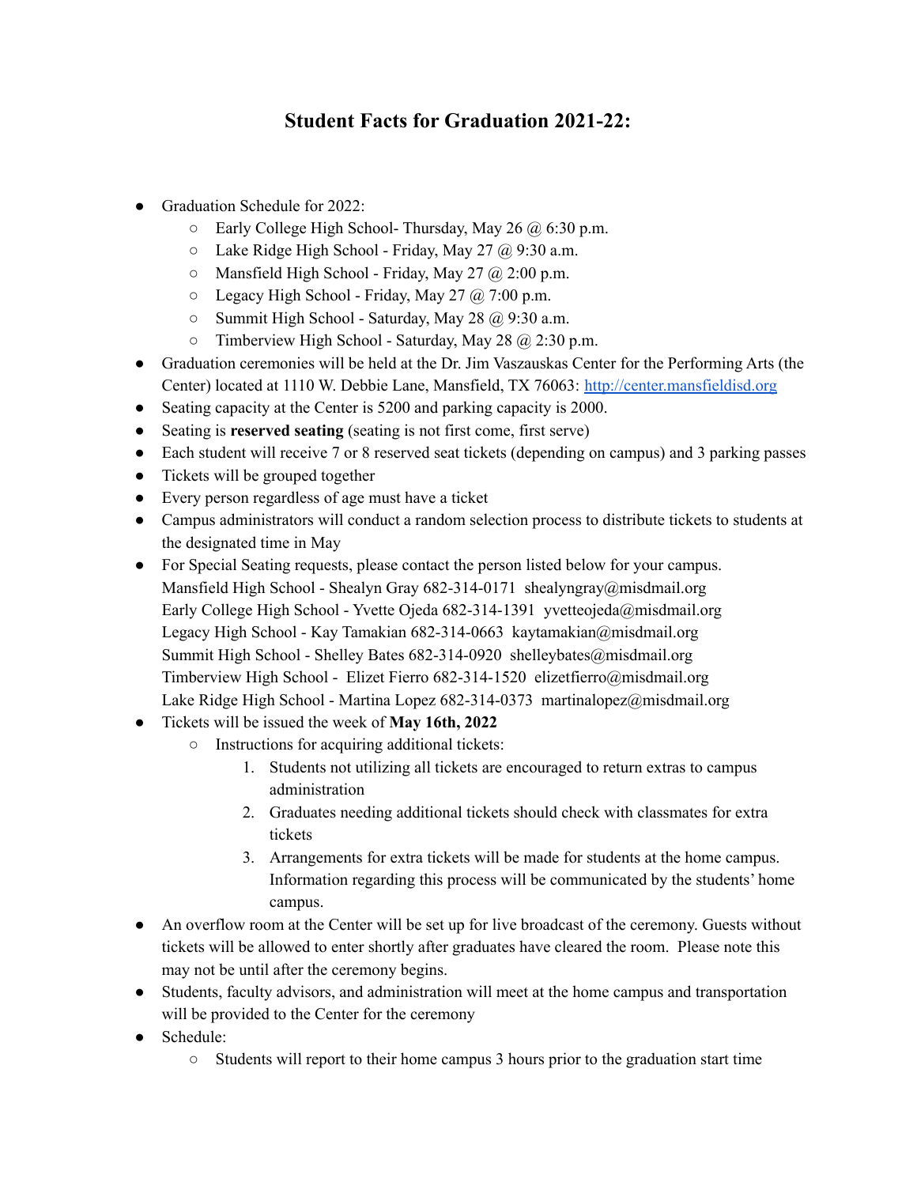# Student Facts for Graduation 2021-22:

- Graduation Schedule for 2022:
  - Early College High School- Thursday, May 26 @ 6:30 p.m.
  - Lake Ridge High School - Friday, May 27 @ 9:30 a.m.
  - Mansfield High School - Friday, May 27 @ 2:00 p.m.
  - Legacy High School - Friday, May 27 @ 7:00 p.m.
  - Summit High School - Saturday, May 28 @ 9:30 a.m.
  - Timberview High School - Saturday, May 28 @ 2:30 p.m.
- Graduation ceremonies will be held at the Dr. Jim Vaszauskas Center for the Performing Arts (the Center) located at 1110 W. Debbie Lane, Mansfield, TX 76063: [http://center.mansfieldisd.org](http://center.mansfieldisd.org)
- Seating capacity at the Center is 5200 and parking capacity is 2000.
- Seating is **reserved seating** (seating is not first come, first serve)
- Each student will receive 7 or 8 reserved seat tickets (depending on campus) and 3 parking passes
- Tickets will be grouped together
- Every person regardless of age must have a ticket
- Campus administrators will conduct a random selection process to distribute tickets to students at the designated time in May
- For Special Seating requests, please contact the person listed below for your campus.
  Mansfield High School - Shealyn Gray 682-314-0171 shealyngray@misdmail.org
  Early College High School - Yvette Ojeda 682-314-1391 yvetteojeda@misdmail.org
  Legacy High School - Kay Tamakian 682-314-0663 kaytamakian@misdmail.org
  Summit High School - Shelley Bates 682-314-0920 shelleybates@misdmail.org
  Timberview High School - Elizet Fierro 682-314-1520 elizetfierro@misdmail.org
  Lake Ridge High School - Martina Lopez 682-314-0373 martinalopez@misdmail.org
- Tickets will be issued the week of **May 16th, 2022**
  - Instructions for acquiring additional tickets:
    1. Students not utilizing all tickets are encouraged to return extras to campus administration
    2. Graduates needing additional tickets should check with classmates for extra tickets
    3. Arrangements for extra tickets will be made for students at the home campus. Information regarding this process will be communicated by the students' home campus.
- An overflow room at the Center will be set up for live broadcast of the ceremony. Guests without tickets will be allowed to enter shortly after graduates have cleared the room. Please note this may not be until after the ceremony begins.
- Students, faculty advisors, and administration will meet at the home campus and transportation will be provided to the Center for the ceremony
- Schedule:
  - Students will report to their home campus 3 hours prior to the graduation start time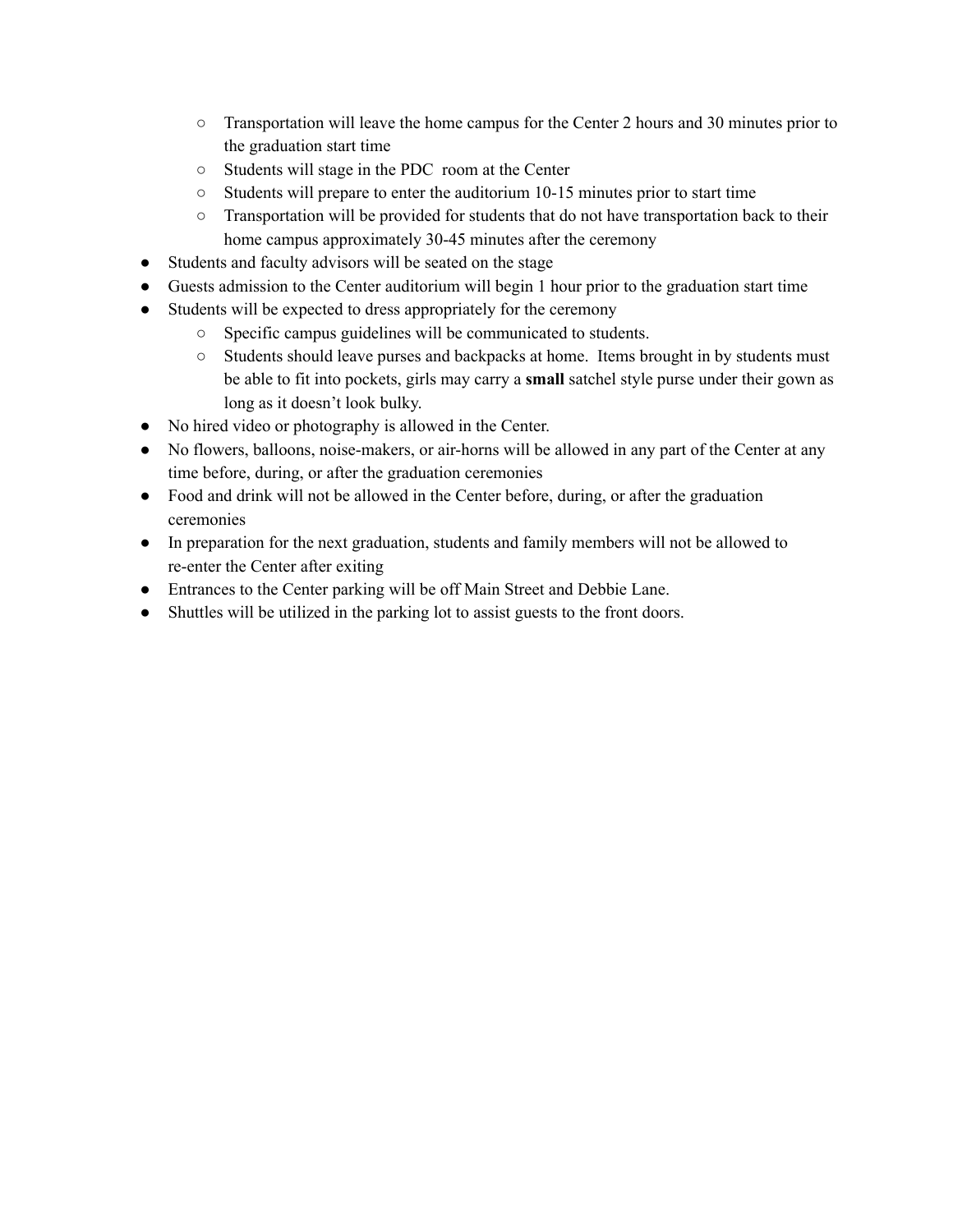- Transportation will leave the home campus for the Center 2 hours and 30 minutes prior to the graduation start time
    - Students will stage in the PDC room at the Center
    - Students will prepare to enter the auditorium 10-15 minutes prior to start time
    - Transportation will be provided for students that do not have transportation back to their home campus approximately 30-45 minutes after the ceremony
- Students and faculty advisors will be seated on the stage
- Guests admission to the Center auditorium will begin 1 hour prior to the graduation start time
- Students will be expected to dress appropriately for the ceremony
    - Specific campus guidelines will be communicated to students.
    - Students should leave purses and backpacks at home. Items brought in by students must be able to fit into pockets, girls may carry a **small** satchel style purse under their gown as long as it doesn't look bulky.
- No hired video or photography is allowed in the Center.
- No flowers, balloons, noise-makers, or air-horns will be allowed in any part of the Center at any time before, during, or after the graduation ceremonies
- Food and drink will not be allowed in the Center before, during, or after the graduation ceremonies
- In preparation for the next graduation, students and family members will not be allowed to re-enter the Center after exiting
- Entrances to the Center parking will be off Main Street and Debbie Lane.
- Shuttles will be utilized in the parking lot to assist guests to the front doors.